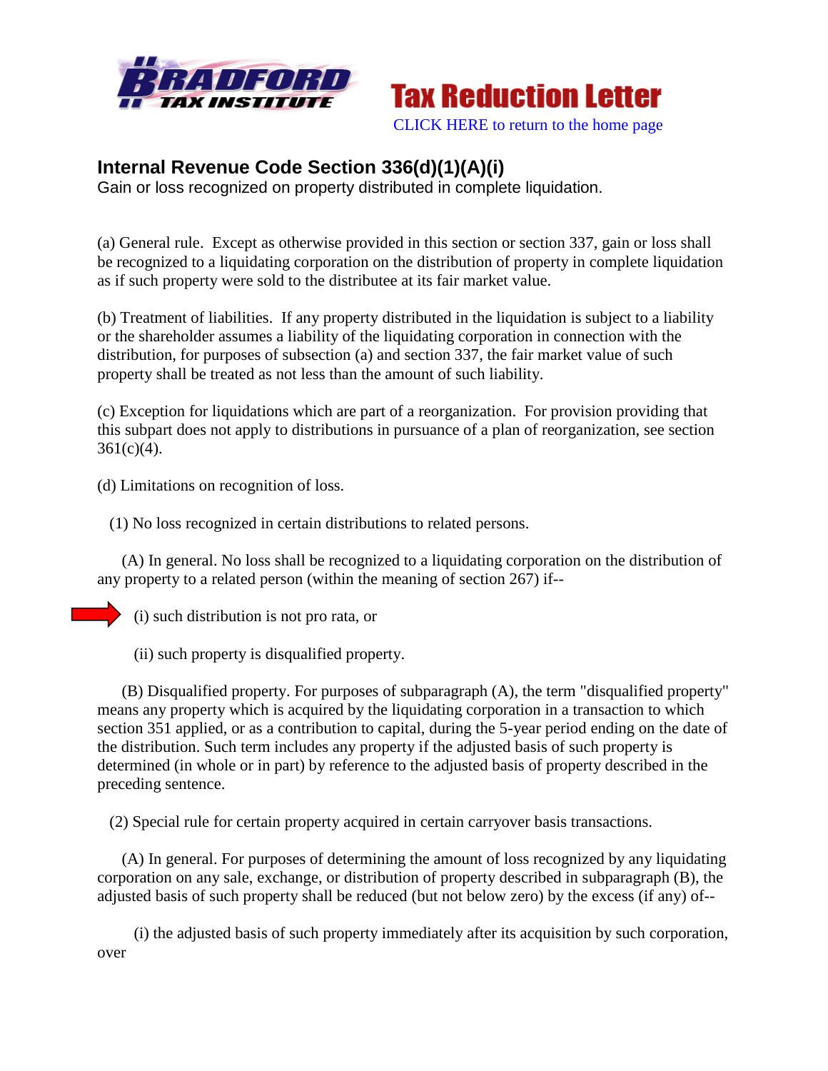**Tax Reduction Letter**

CLICK HERE to return to the home page

## Internal Revenue Code Section 336(d)(1)(A)(i)

Gain or loss recognized on property distributed in complete liquidation.

(a) General rule. Except as otherwise provided in this section or section 337, gain or loss shall be recognized to a liquidating corporation on the distribution of property in complete liquidation as if such property were sold to the distributee at its fair market value.

(b) Treatment of liabilities. If any property distributed in the liquidation is subject to a liability or the shareholder assumes a liability of the liquidating corporation in connection with the distribution, for purposes of subsection (a) and section 337, the fair market value of such property shall be treated as not less than the amount of such liability.

(c) Exception for liquidations which are part of a reorganization. For provision providing that this subpart does not apply to distributions in pursuance of a plan of reorganization, see section 361(c)(4).

(d) Limitations on recognition of loss.

(1) No loss recognized in certain distributions to related persons.

(A) In general. No loss shall be recognized to a liquidating corporation on the distribution of any property to a related person (within the meaning of section 267) if--

(i) such distribution is not pro rata, or

(ii) such property is disqualified property.

(B) Disqualified property. For purposes of subparagraph (A), the term "disqualified property" means any property which is acquired by the liquidating corporation in a transaction to which section 351 applied, or as a contribution to capital, during the 5-year period ending on the date of the distribution. Such term includes any property if the adjusted basis of such property is determined (in whole or in part) by reference to the adjusted basis of property described in the preceding sentence.

(2) Special rule for certain property acquired in certain carryover basis transactions.

(A) In general. For purposes of determining the amount of loss recognized by any liquidating corporation on any sale, exchange, or distribution of property described in subparagraph (B), the adjusted basis of such property shall be reduced (but not below zero) by the excess (if any) of--

(i) the adjusted basis of such property immediately after its acquisition by such corporation, over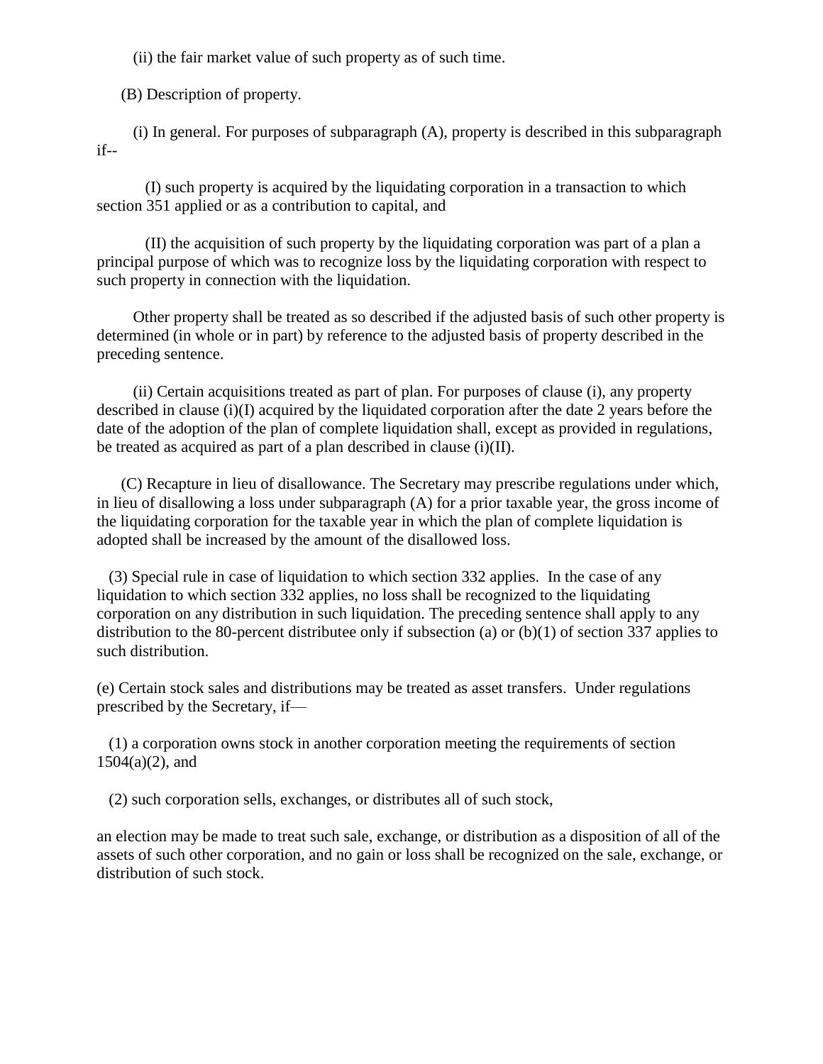(ii) the fair market value of such property as of such time.

(B) Description of property.

(i) In general. For purposes of subparagraph (A), property is described in this subparagraph if--

(I) such property is acquired by the liquidating corporation in a transaction to which section 351 applied or as a contribution to capital, and

(II) the acquisition of such property by the liquidating corporation was part of a plan a principal purpose of which was to recognize loss by the liquidating corporation with respect to such property in connection with the liquidation.

Other property shall be treated as so described if the adjusted basis of such other property is determined (in whole or in part) by reference to the adjusted basis of property described in the preceding sentence.

(ii) Certain acquisitions treated as part of plan. For purposes of clause (i), any property described in clause (i)(I) acquired by the liquidated corporation after the date 2 years before the date of the adoption of the plan of complete liquidation shall, except as provided in regulations, be treated as acquired as part of a plan described in clause (i)(II).

(C) Recapture in lieu of disallowance. The Secretary may prescribe regulations under which, in lieu of disallowing a loss under subparagraph (A) for a prior taxable year, the gross income of the liquidating corporation for the taxable year in which the plan of complete liquidation is adopted shall be increased by the amount of the disallowed loss.

(3) Special rule in case of liquidation to which section 332 applies. In the case of any liquidation to which section 332 applies, no loss shall be recognized to the liquidating corporation on any distribution in such liquidation. The preceding sentence shall apply to any distribution to the 80-percent distributee only if subsection (a) or (b)(1) of section 337 applies to such distribution.

(e) Certain stock sales and distributions may be treated as asset transfers. Under regulations prescribed by the Secretary, if—

(1) a corporation owns stock in another corporation meeting the requirements of section 1504(a)(2), and

(2) such corporation sells, exchanges, or distributes all of such stock,

an election may be made to treat such sale, exchange, or distribution as a disposition of all of the assets of such other corporation, and no gain or loss shall be recognized on the sale, exchange, or distribution of such stock.